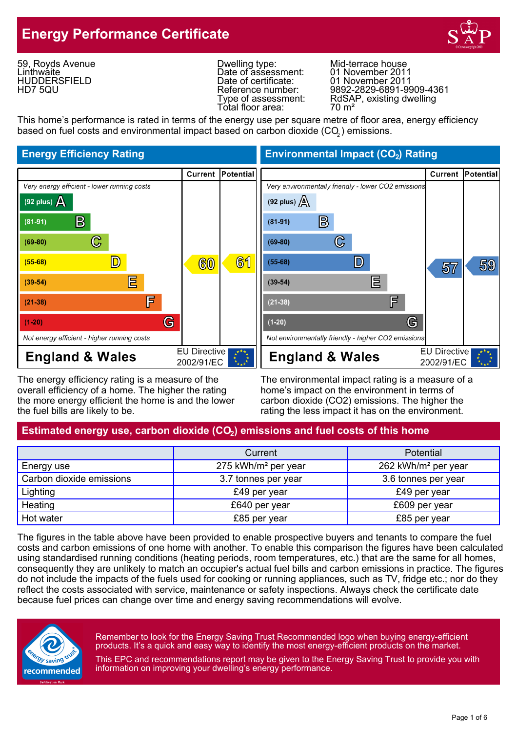# Energy Performance Certificate

59, Royds Avenue
Linthwaite
HUDDERSFIELD
HD7 5QU

Dwelling type: Mid-terrace house
Date of assessment: 01 November 2011
Date of certificate: 01 November 2011
Reference number: 9892-2829-6891-9909-4361
Type of assessment: RdSAP, existing dwelling
Total floor area: 70 m²

This home's performance is rated in terms of the energy use per square metre of floor area, energy efficiency based on fuel costs and environmental impact based on carbon dioxide ($CO_2$) emissions.

## Energy Efficiency Rating

Current | Potential

*Very energy efficient - lower running costs*

(92 plus) A
(81-91) B
(69-80) C
(55-68) D
(39-54) E
(21-38) F
(1-20) G

*Not energy efficient - higher running costs*

60
61

England & Wales
EU Directive 2002/91/EC

## Environmental Impact ($CO_2$) Rating

Current | Potential

*Very environmentally friendly - lower CO2 emissions*

(92 plus) A
(81-91) B
(69-80) C
(55-68) D
(39-54) E
(21-38) F
(1-20) G

*Not environmentally friendly - higher CO2 emissions*

57
59

England & Wales
EU Directive 2002/91/EC

The energy efficiency rating is a measure of the overall efficiency of a home. The higher the rating the more energy efficient the home is and the lower the fuel bills are likely to be.

The environmental impact rating is a measure of a home's impact on the environment in terms of carbon dioxide (CO2) emissions. The higher the rating the less impact it has on the environment.

## Estimated energy use, carbon dioxide ($CO_2$) emissions and fuel costs of this home

| | Current | Potential |
|---|---|---|
| Energy use | 275 kWh/m² per year | 262 kWh/m² per year |
| Carbon dioxide emissions | 3.7 tonnes per year | 3.6 tonnes per year |
| Lighting | £49 per year | £49 per year |
| Heating | £640 per year | £609 per year |
| Hot water | £85 per year | £85 per year |

The figures in the table above have been provided to enable prospective buyers and tenants to compare the fuel costs and carbon emissions of one home with another. To enable this comparison the figures have been calculated using standardised running conditions (heating periods, room temperatures, etc.) that are the same for all homes, consequently they are unlikely to match an occupier's actual fuel bills and carbon emissions in practice. The figures do not include the impacts of the fuels used for cooking or running appliances, such as TV, fridge etc.; nor do they reflect the costs associated with service, maintenance or safety inspections. Always check the certificate date because fuel prices can change over time and energy saving recommendations will evolve.

Remember to look for the Energy Saving Trust Recommended logo when buying energy-efficient products. It's a quick and easy way to identify the most energy-efficient products on the market.

This EPC and recommendations report may be given to the Energy Saving Trust to provide you with information on improving your dwelling's energy performance.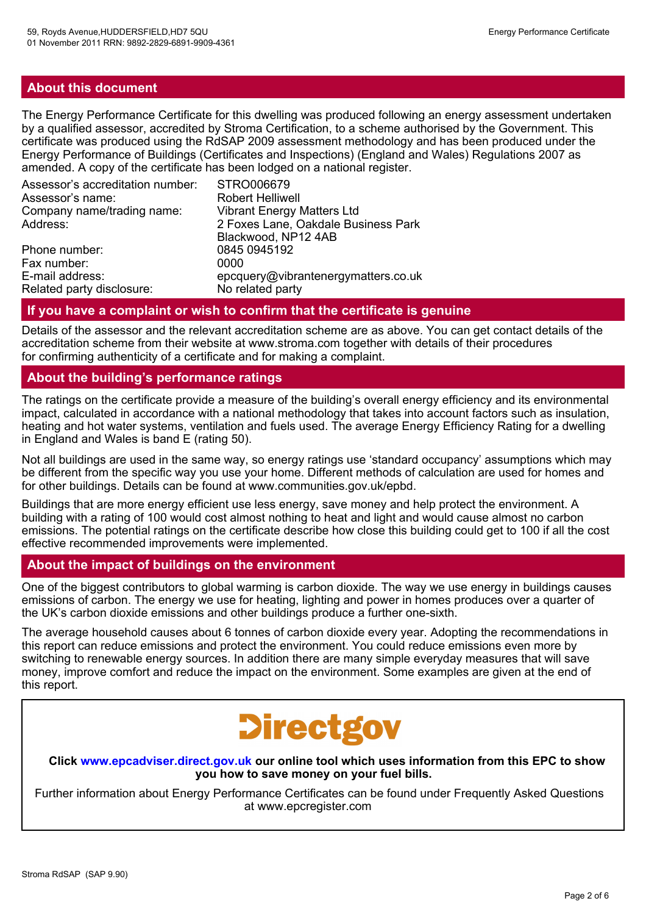## About this document

The Energy Performance Certificate for this dwelling was produced following an energy assessment undertaken by a qualified assessor, accredited by Stroma Certification, to a scheme authorised by the Government. This certificate was produced using the RdSAP 2009 assessment methodology and has been produced under the Energy Performance of Buildings (Certificates and Inspections) (England and Wales) Regulations 2007 as amended. A copy of the certificate has been lodged on a national register.

| | |
|---|---|
| Assessor's accreditation number: | STRO006679 |
| Assessor's name: | Robert Helliwell |
| Company name/trading name: | Vibrant Energy Matters Ltd |
| Address: | 2 Foxes Lane, Oakdale Business Park<br>Blackwood, NP12 4AB |
| Phone number: | 0845 0945192 |
| Fax number: | 0000 |
| E-mail address: | epcquery@vibrantenergymatters.co.uk |
| Related party disclosure: | No related party |

## If you have a complaint or wish to confirm that the certificate is genuine

Details of the assessor and the relevant accreditation scheme are as above. You can get contact details of the accreditation scheme from their website at www.stroma.com together with details of their procedures for confirming authenticity of a certificate and for making a complaint.

## About the building's performance ratings

The ratings on the certificate provide a measure of the building's overall energy efficiency and its environmental impact, calculated in accordance with a national methodology that takes into account factors such as insulation, heating and hot water systems, ventilation and fuels used. The average Energy Efficiency Rating for a dwelling in England and Wales is band E (rating 50).

Not all buildings are used in the same way, so energy ratings use 'standard occupancy' assumptions which may be different from the specific way you use your home. Different methods of calculation are used for homes and for other buildings. Details can be found at www.communities.gov.uk/epbd.

Buildings that are more energy efficient use less energy, save money and help protect the environment. A building with a rating of 100 would cost almost nothing to heat and light and would cause almost no carbon emissions. The potential ratings on the certificate describe how close this building could get to 100 if all the cost effective recommended improvements were implemented.

## About the impact of buildings on the environment

One of the biggest contributors to global warming is carbon dioxide. The way we use energy in buildings causes emissions of carbon. The energy we use for heating, lighting and power in homes produces over a quarter of the UK's carbon dioxide emissions and other buildings produce a further one-sixth.

The average household causes about 6 tonnes of carbon dioxide every year. Adopting the recommendations in this report can reduce emissions and protect the environment. You could reduce emissions even more by switching to renewable energy sources. In addition there are many simple everyday measures that will save money, improve comfort and reduce the impact on the environment. Some examples are given at the end of this report.

Directgov

**Click www.epcadviser.direct.gov.uk our online tool which uses information from this EPC to show you how to save money on your fuel bills.**

Further information about Energy Performance Certificates can be found under Frequently Asked Questions at www.epcregister.com

Stroma RdSAP (SAP 9.90)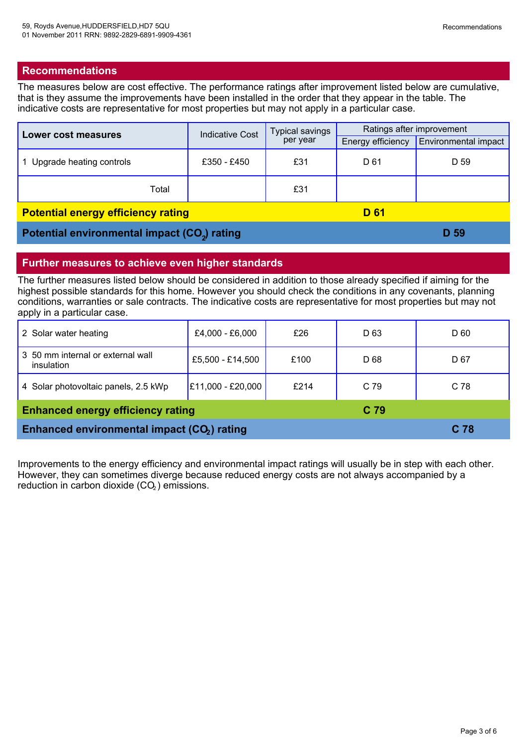## Recommendations

The measures below are cost effective. The performance ratings after improvement listed below are cumulative, that is they assume the improvements have been installed in the order that they appear in the table. The indicative costs are representative for most properties but may not apply in a particular case.

| Lower cost measures | Indicative Cost | Typical savings per year | Ratings after improvement | |
|---|---|---|---|---|
| | | | Energy efficiency | Environmental impact |
| 1 Upgrade heating controls | £350 - £450 | £31 | D 61 | D 59 |
| Total | | £31 | | |
| **Potential energy efficiency rating** | | | **D 61** | |
| **Potential environmental impact ($CO_2$) rating** | | | | **D 59** |

## Further measures to achieve even higher standards

The further measures listed below should be considered in addition to those already specified if aiming for the highest possible standards for this home. However you should check the conditions in any covenants, planning conditions, warranties or sale contracts. The indicative costs are representative for most properties but may not apply in a particular case.

| Measure | Indicative Cost | Typical savings per year | Energy efficiency | Environmental impact |
|---|---|---|---|---|
| 2 Solar water heating | £4,000 - £6,000 | £26 | D 63 | D 60 |
| 3 50 mm internal or external wall insulation | £5,500 - £14,500 | £100 | D 68 | D 67 |
| 4 Solar photovoltaic panels, 2.5 kWp | £11,000 - £20,000 | £214 | C 79 | C 78 |
| **Enhanced energy efficiency rating** | | | **C 79** | |
| **Enhanced environmental impact ($CO_2$) rating** | | | | **C 78** |

Improvements to the energy efficiency and environmental impact ratings will usually be in step with each other. However, they can sometimes diverge because reduced energy costs are not always accompanied by a reduction in carbon dioxide ($CO_2$) emissions.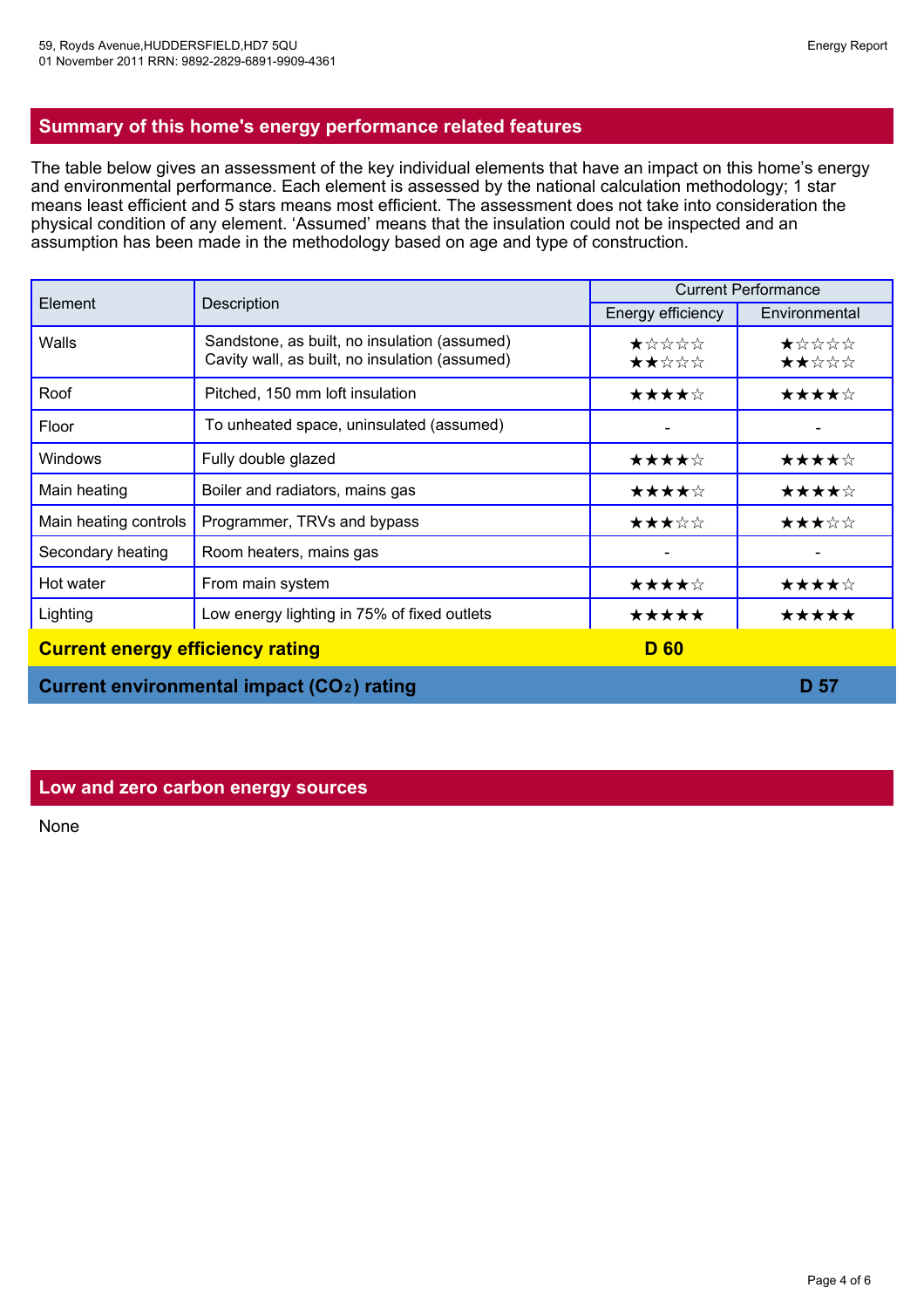## Summary of this home's energy performance related features

The table below gives an assessment of the key individual elements that have an impact on this home's energy and environmental performance. Each element is assessed by the national calculation methodology; 1 star means least efficient and 5 stars means most efficient. The assessment does not take into consideration the physical condition of any element. 'Assumed' means that the insulation could not be inspected and an assumption has been made in the methodology based on age and type of construction.

| Element | Description | Current Performance | |
|---|---|---|---|
| | | Energy efficiency | Environmental |
| Walls | Sandstone, as built, no insulation (assumed)<br>Cavity wall, as built, no insulation (assumed) | ★☆☆☆☆<br>★★☆☆☆ | ★☆☆☆☆<br>★★☆☆☆ |
| Roof | Pitched, 150 mm loft insulation | ★★★★☆ | ★★★★☆ |
| Floor | To unheated space, uninsulated (assumed) | - | - |
| Windows | Fully double glazed | ★★★★☆ | ★★★★☆ |
| Main heating | Boiler and radiators, mains gas | ★★★★☆ | ★★★★☆ |
| Main heating controls | Programmer, TRVs and bypass | ★★★☆☆ | ★★★☆☆ |
| Secondary heating | Room heaters, mains gas | - | - |
| Hot water | From main system | ★★★★☆ | ★★★★☆ |
| Lighting | Low energy lighting in 75% of fixed outlets | ★★★★★ | ★★★★★ |
| **Current energy efficiency rating** | | **D 60** | |
| **Current environmental impact ($CO_2$) rating** | | | **D 57** |

## Low and zero carbon energy sources

None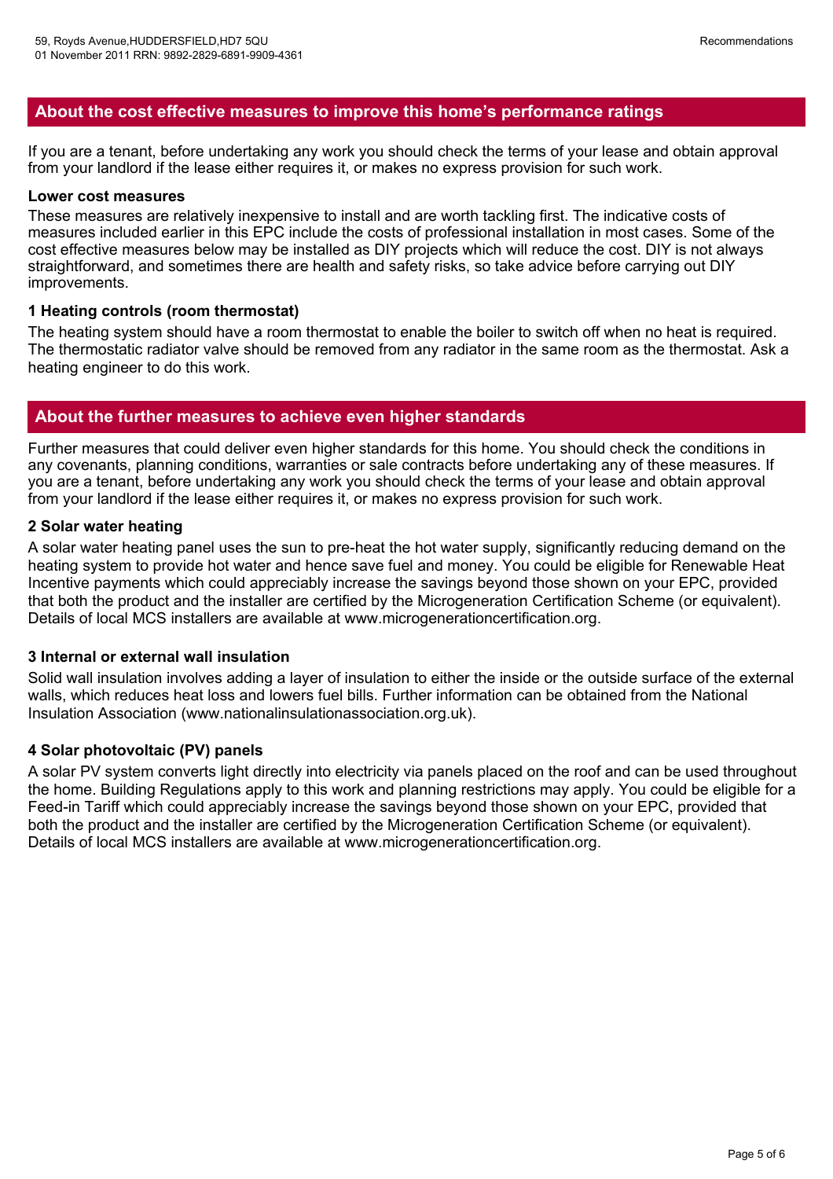## About the cost effective measures to improve this home's performance ratings

If you are a tenant, before undertaking any work you should check the terms of your lease and obtain approval from your landlord if the lease either requires it, or makes no express provision for such work.

### Lower cost measures

These measures are relatively inexpensive to install and are worth tackling first. The indicative costs of measures included earlier in this EPC include the costs of professional installation in most cases. Some of the cost effective measures below may be installed as DIY projects which will reduce the cost. DIY is not always straightforward, and sometimes there are health and safety risks, so take advice before carrying out DIY improvements.

### 1 Heating controls (room thermostat)

The heating system should have a room thermostat to enable the boiler to switch off when no heat is required. The thermostatic radiator valve should be removed from any radiator in the same room as the thermostat. Ask a heating engineer to do this work.

## About the further measures to achieve even higher standards

Further measures that could deliver even higher standards for this home. You should check the conditions in any covenants, planning conditions, warranties or sale contracts before undertaking any of these measures. If you are a tenant, before undertaking any work you should check the terms of your lease and obtain approval from your landlord if the lease either requires it, or makes no express provision for such work.

### 2 Solar water heating

A solar water heating panel uses the sun to pre-heat the hot water supply, significantly reducing demand on the heating system to provide hot water and hence save fuel and money. You could be eligible for Renewable Heat Incentive payments which could appreciably increase the savings beyond those shown on your EPC, provided that both the product and the installer are certified by the Microgeneration Certification Scheme (or equivalent). Details of local MCS installers are available at www.microgenerationcertification.org.

### 3 Internal or external wall insulation

Solid wall insulation involves adding a layer of insulation to either the inside or the outside surface of the external walls, which reduces heat loss and lowers fuel bills. Further information can be obtained from the National Insulation Association (www.nationalinsulationassociation.org.uk).

### 4 Solar photovoltaic (PV) panels

A solar PV system converts light directly into electricity via panels placed on the roof and can be used throughout the home. Building Regulations apply to this work and planning restrictions may apply. You could be eligible for a Feed-in Tariff which could appreciably increase the savings beyond those shown on your EPC, provided that both the product and the installer are certified by the Microgeneration Certification Scheme (or equivalent). Details of local MCS installers are available at www.microgenerationcertification.org.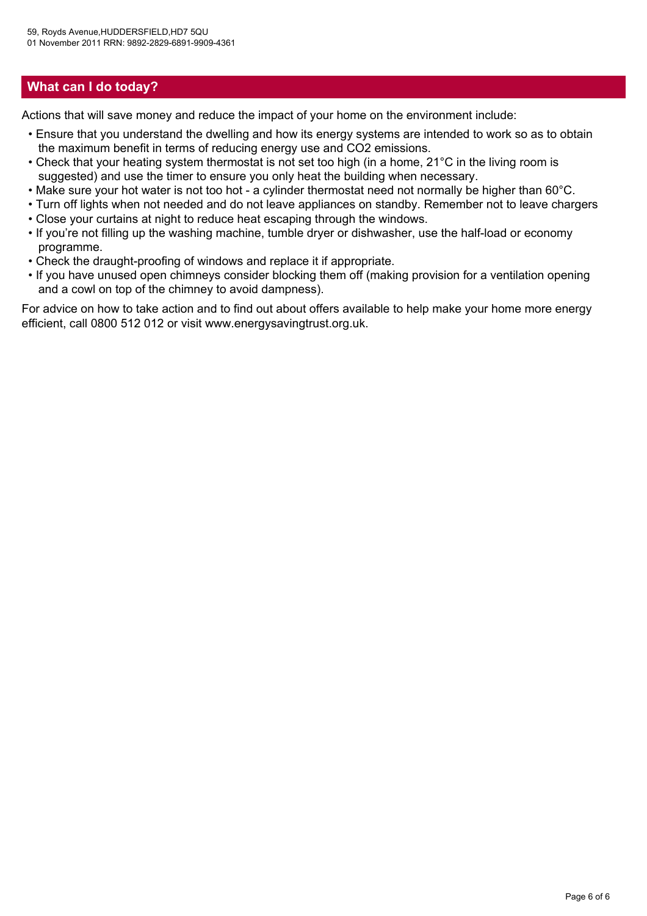## What can I do today?

Actions that will save money and reduce the impact of your home on the environment include:

- Ensure that you understand the dwelling and how its energy systems are intended to work so as to obtain the maximum benefit in terms of reducing energy use and $CO_2$ emissions.
- Check that your heating system thermostat is not set too high (in a home, 21°C in the living room is suggested) and use the timer to ensure you only heat the building when necessary.
- Make sure your hot water is not too hot - a cylinder thermostat need not normally be higher than 60°C.
- Turn off lights when not needed and do not leave appliances on standby. Remember not to leave chargers
- Close your curtains at night to reduce heat escaping through the windows.
- If you're not filling up the washing machine, tumble dryer or dishwasher, use the half-load or economy programme.
- Check the draught-proofing of windows and replace it if appropriate.
- If you have unused open chimneys consider blocking them off (making provision for a ventilation opening and a cowl on top of the chimney to avoid dampness).

For advice on how to take action and to find out about offers available to help make your home more energy efficient, call 0800 512 012 or visit www.energysavingtrust.org.uk.